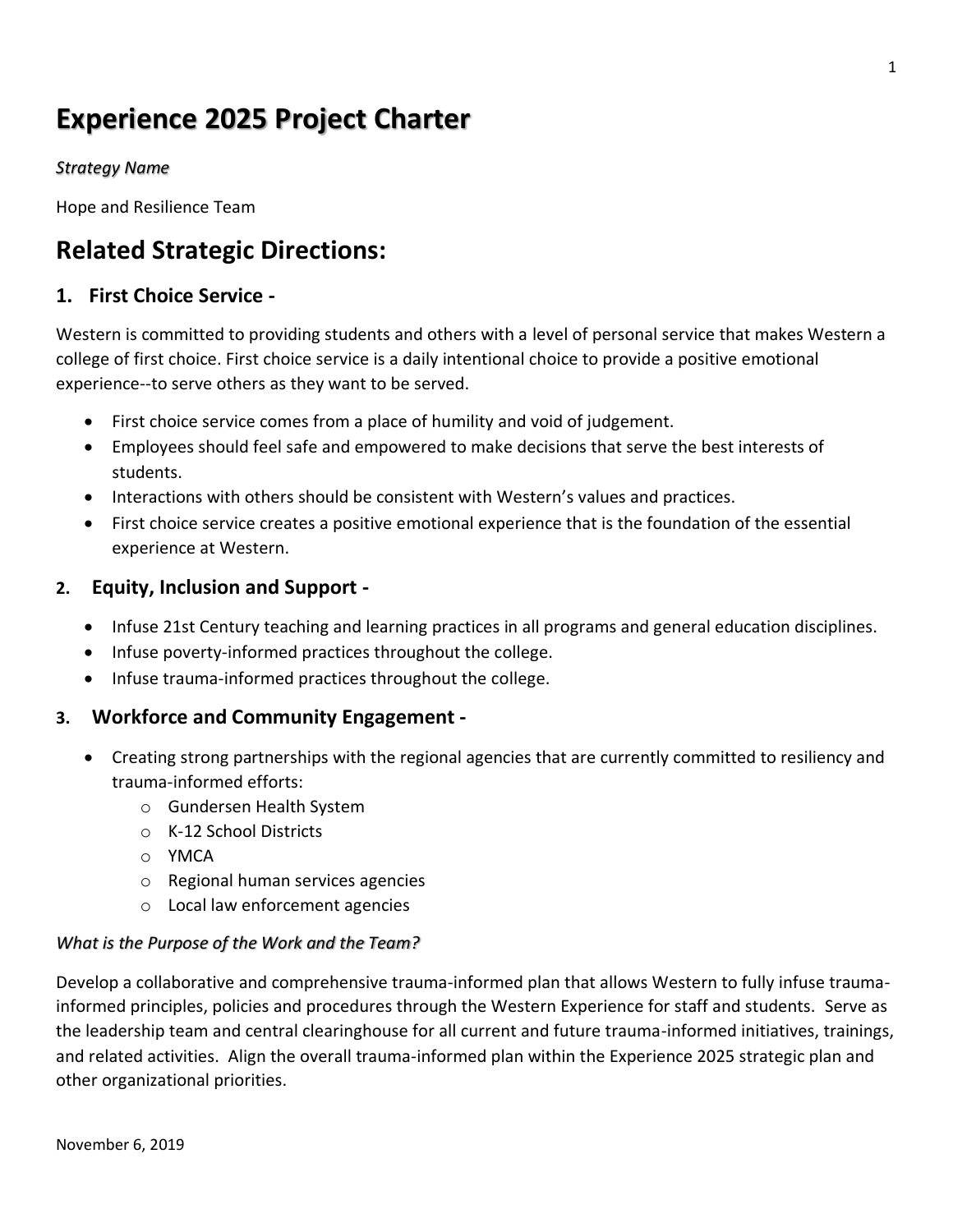# Experience 2025 Project Charter

*Strategy Name*

Hope and Resilience Team

## Related Strategic Directions:

### 1. First Choice Service -

Western is committed to providing students and others with a level of personal service that makes Western a college of first choice. First choice service is a daily intentional choice to provide a positive emotional experience--to serve others as they want to be served.

- First choice service comes from a place of humility and void of judgement.
- Employees should feel safe and empowered to make decisions that serve the best interests of students.
- Interactions with others should be consistent with Western's values and practices.
- First choice service creates a positive emotional experience that is the foundation of the essential experience at Western.

### 2. Equity, Inclusion and Support -

- Infuse 21st Century teaching and learning practices in all programs and general education disciplines.
- Infuse poverty-informed practices throughout the college.
- Infuse trauma-informed practices throughout the college.

### 3. Workforce and Community Engagement -

- Creating strong partnerships with the regional agencies that are currently committed to resiliency and trauma-informed efforts:
  - Gundersen Health System
  - K-12 School Districts
  - YMCA
  - Regional human services agencies
  - Local law enforcement agencies

*What is the Purpose of the Work and the Team?*

Develop a collaborative and comprehensive trauma-informed plan that allows Western to fully infuse trauma-informed principles, policies and procedures through the Western Experience for staff and students. Serve as the leadership team and central clearinghouse for all current and future trauma-informed initiatives, trainings, and related activities. Align the overall trauma-informed plan within the Experience 2025 strategic plan and other organizational priorities.

November 6, 2019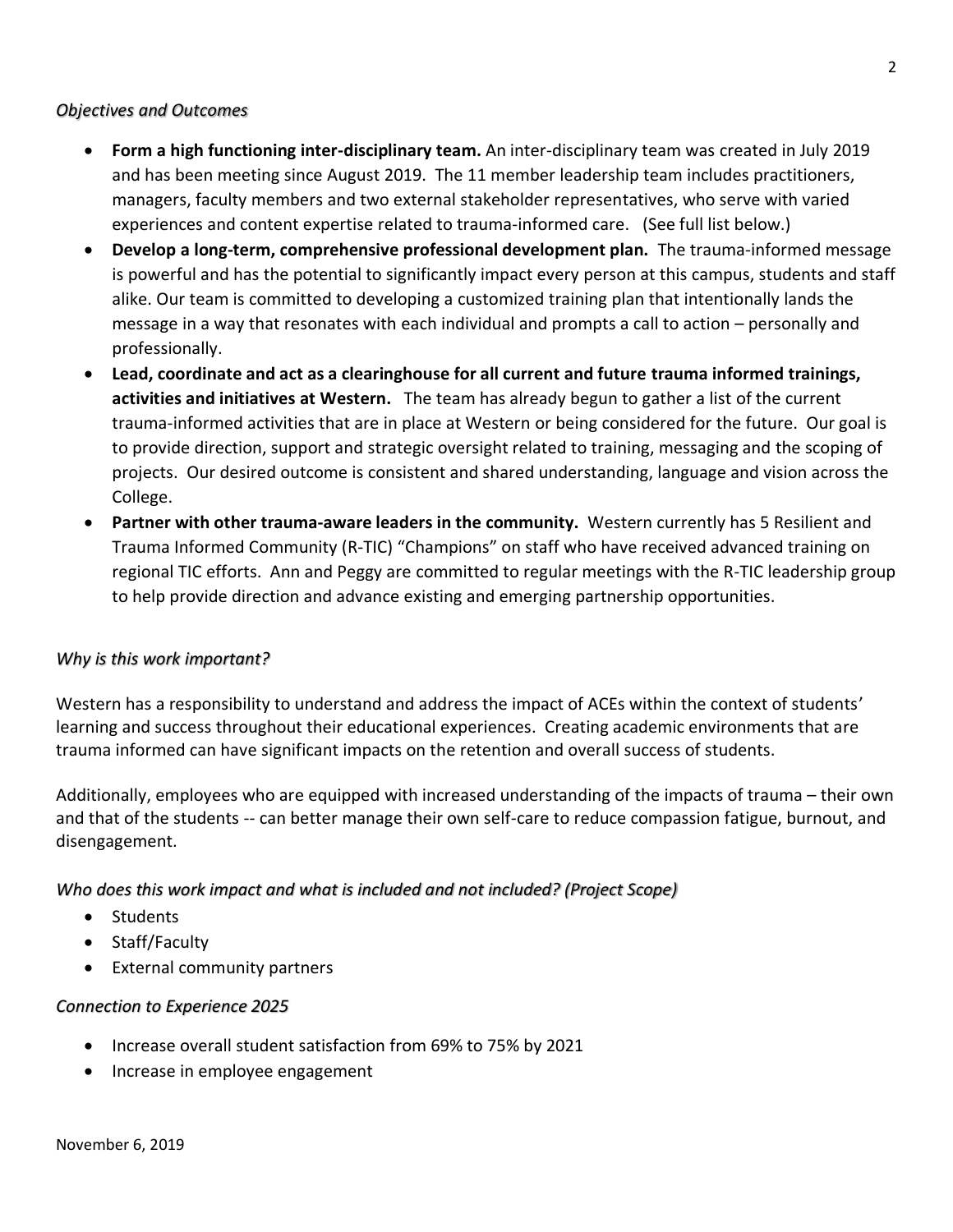*Objectives and Outcomes*

- **Form a high functioning inter-disciplinary team.** An inter-disciplinary team was created in July 2019 and has been meeting since August 2019. The 11 member leadership team includes practitioners, managers, faculty members and two external stakeholder representatives, who serve with varied experiences and content expertise related to trauma-informed care. (See full list below.)
- **Develop a long-term, comprehensive professional development plan.** The trauma-informed message is powerful and has the potential to significantly impact every person at this campus, students and staff alike. Our team is committed to developing a customized training plan that intentionally lands the message in a way that resonates with each individual and prompts a call to action – personally and professionally.
- **Lead, coordinate and act as a clearinghouse for all current and future trauma informed trainings, activities and initiatives at Western.** The team has already begun to gather a list of the current trauma-informed activities that are in place at Western or being considered for the future. Our goal is to provide direction, support and strategic oversight related to training, messaging and the scoping of projects. Our desired outcome is consistent and shared understanding, language and vision across the College.
- **Partner with other trauma-aware leaders in the community.** Western currently has 5 Resilient and Trauma Informed Community (R-TIC) "Champions" on staff who have received advanced training on regional TIC efforts. Ann and Peggy are committed to regular meetings with the R-TIC leadership group to help provide direction and advance existing and emerging partnership opportunities.

*Why is this work important?*

Western has a responsibility to understand and address the impact of ACEs within the context of students' learning and success throughout their educational experiences. Creating academic environments that are trauma informed can have significant impacts on the retention and overall success of students.

Additionally, employees who are equipped with increased understanding of the impacts of trauma – their own and that of the students -- can better manage their own self-care to reduce compassion fatigue, burnout, and disengagement.

*Who does this work impact and what is included and not included? (Project Scope)*

- Students
- Staff/Faculty
- External community partners

*Connection to Experience 2025*

- Increase overall student satisfaction from 69% to 75% by 2021
- Increase in employee engagement

November 6, 2019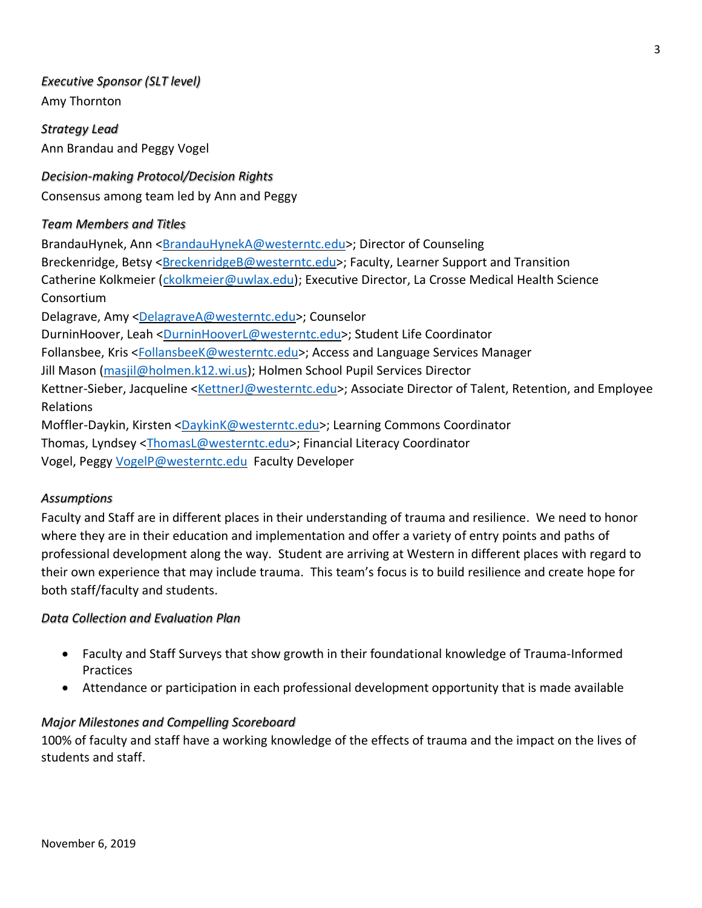*Executive Sponsor (SLT level)*

Amy Thornton

*Strategy Lead*

Ann Brandau and Peggy Vogel

*Decision-making Protocol/Decision Rights*

Consensus among team led by Ann and Peggy

*Team Members and Titles*

BrandauHynek, Ann <BrandauHynekA@westerntc.edu>; Director of Counseling
Breckenridge, Betsy <BreckenridgeB@westerntc.edu>; Faculty, Learner Support and Transition
Catherine Kolkmeier (ckolkmeier@uwlax.edu); Executive Director, La Crosse Medical Health Science Consortium
Delagrave, Amy <DelagraveA@westerntc.edu>; Counselor
DurninHoover, Leah <DurninHooverL@westerntc.edu>; Student Life Coordinator
Follansbee, Kris <FollansbeeK@westerntc.edu>; Access and Language Services Manager
Jill Mason (masjil@holmen.k12.wi.us); Holmen School Pupil Services Director
Kettner-Sieber, Jacqueline <KettnerJ@westerntc.edu>; Associate Director of Talent, Retention, and Employee Relations
Moffler-Daykin, Kirsten <DaykinK@westerntc.edu>; Learning Commons Coordinator
Thomas, Lyndsey <ThomasL@westerntc.edu>; Financial Literacy Coordinator
Vogel, Peggy VogelP@westerntc.edu Faculty Developer

*Assumptions*

Faculty and Staff are in different places in their understanding of trauma and resilience. We need to honor where they are in their education and implementation and offer a variety of entry points and paths of professional development along the way. Student are arriving at Western in different places with regard to their own experience that may include trauma. This team's focus is to build resilience and create hope for both staff/faculty and students.

*Data Collection and Evaluation Plan*

- Faculty and Staff Surveys that show growth in their foundational knowledge of Trauma-Informed Practices
- Attendance or participation in each professional development opportunity that is made available

*Major Milestones and Compelling Scoreboard*

100% of faculty and staff have a working knowledge of the effects of trauma and the impact on the lives of students and staff.

November 6, 2019